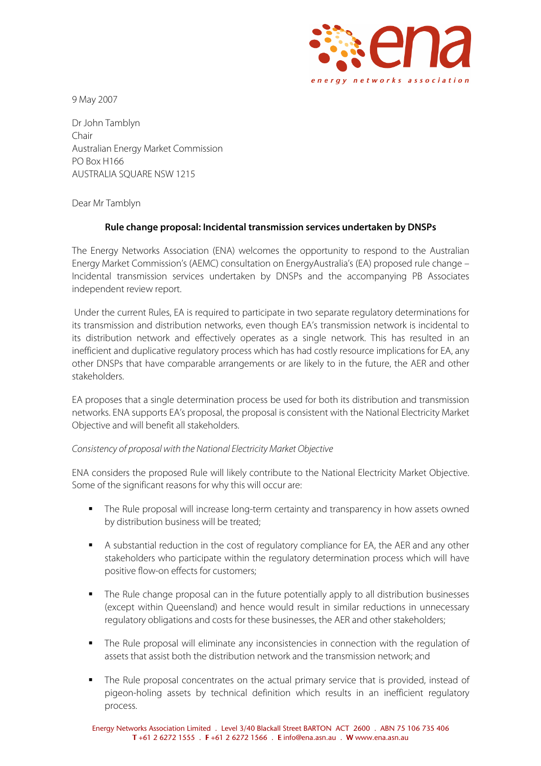9 May 2007

Dr John Tamblyn
Chair
Australian Energy Market Commission
PO Box H166
AUSTRALIA SQUARE NSW 1215

Dear Mr Tamblyn

**Rule change proposal: Incidental transmission services undertaken by DNSPs**

The Energy Networks Association (ENA) welcomes the opportunity to respond to the Australian Energy Market Commission's (AEMC) consultation on EnergyAustralia's (EA) proposed rule change – Incidental transmission services undertaken by DNSPs and the accompanying PB Associates independent review report.

Under the current Rules, EA is required to participate in two separate regulatory determinations for its transmission and distribution networks, even though EA's transmission network is incidental to its distribution network and effectively operates as a single network. This has resulted in an inefficient and duplicative regulatory process which has had costly resource implications for EA, any other DNSPs that have comparable arrangements or are likely to in the future, the AER and other stakeholders.

EA proposes that a single determination process be used for both its distribution and transmission networks. ENA supports EA's proposal, the proposal is consistent with the National Electricity Market Objective and will benefit all stakeholders.

*Consistency of proposal with the National Electricity Market Objective*

ENA considers the proposed Rule will likely contribute to the National Electricity Market Objective. Some of the significant reasons for why this will occur are:

- The Rule proposal will increase long-term certainty and transparency in how assets owned by distribution business will be treated;
- A substantial reduction in the cost of regulatory compliance for EA, the AER and any other stakeholders who participate within the regulatory determination process which will have positive flow-on effects for customers;
- The Rule change proposal can in the future potentially apply to all distribution businesses (except within Queensland) and hence would result in similar reductions in unnecessary regulatory obligations and costs for these businesses, the AER and other stakeholders;
- The Rule proposal will eliminate any inconsistencies in connection with the regulation of assets that assist both the distribution network and the transmission network; and
- The Rule proposal concentrates on the actual primary service that is provided, instead of pigeon-holing assets by technical definition which results in an inefficient regulatory process.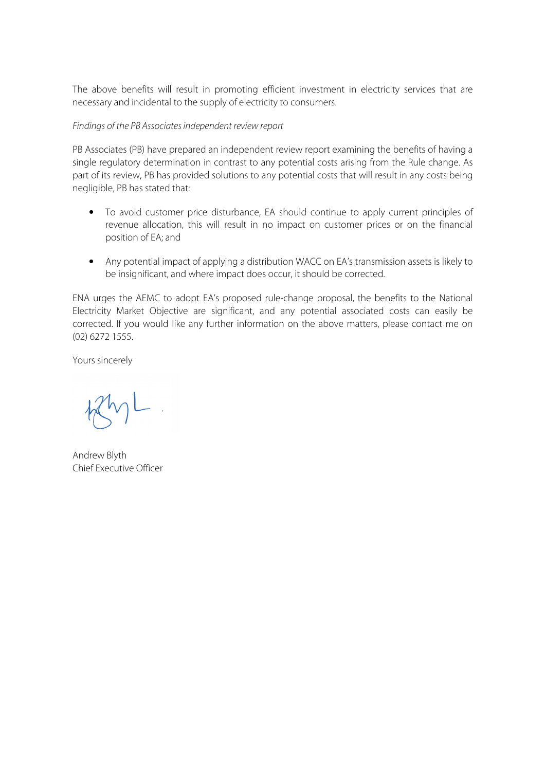The above benefits will result in promoting efficient investment in electricity services that are necessary and incidental to the supply of electricity to consumers.

*Findings of the PB Associates independent review report*

PB Associates (PB) have prepared an independent review report examining the benefits of having a single regulatory determination in contrast to any potential costs arising from the Rule change. As part of its review, PB has provided solutions to any potential costs that will result in any costs being negligible, PB has stated that:

- To avoid customer price disturbance, EA should continue to apply current principles of revenue allocation, this will result in no impact on customer prices or on the financial position of EA; and
- Any potential impact of applying a distribution WACC on EA's transmission assets is likely to be insignificant, and where impact does occur, it should be corrected.

ENA urges the AEMC to adopt EA's proposed rule-change proposal, the benefits to the National Electricity Market Objective are significant, and any potential associated costs can easily be corrected. If you would like any further information on the above matters, please contact me on (02) 6272 1555.

Yours sincerely

Andrew Blyth
Chief Executive Officer